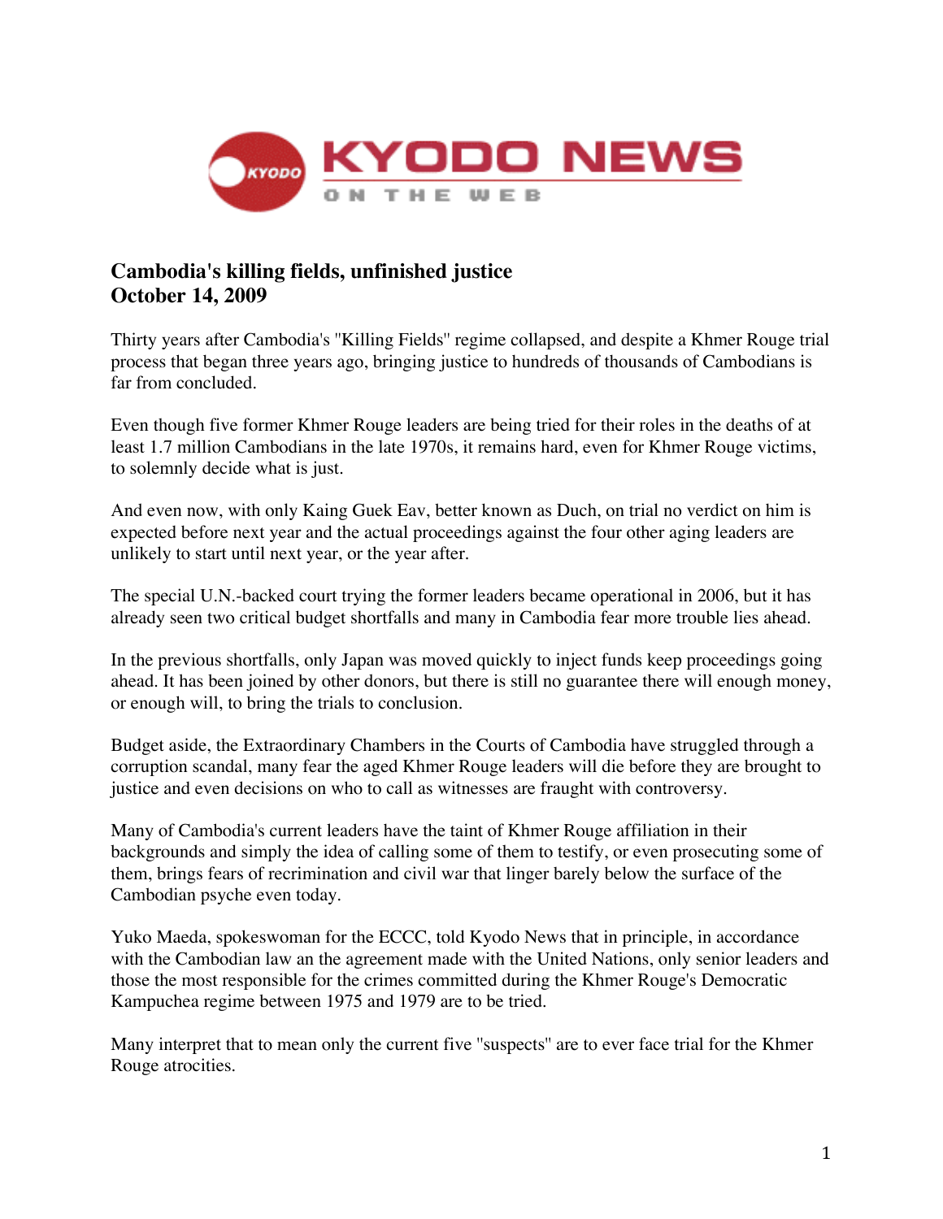KYODO NEWS

ON THE WEB

# Cambodia's killing fields, unfinished justice
# October 14, 2009

Thirty years after Cambodia's "Killing Fields" regime collapsed, and despite a Khmer Rouge trial process that began three years ago, bringing justice to hundreds of thousands of Cambodians is far from concluded.

Even though five former Khmer Rouge leaders are being tried for their roles in the deaths of at least 1.7 million Cambodians in the late 1970s, it remains hard, even for Khmer Rouge victims, to solemnly decide what is just.

And even now, with only Kaing Guek Eav, better known as Duch, on trial no verdict on him is expected before next year and the actual proceedings against the four other aging leaders are unlikely to start until next year, or the year after.

The special U.N.-backed court trying the former leaders became operational in 2006, but it has already seen two critical budget shortfalls and many in Cambodia fear more trouble lies ahead.

In the previous shortfalls, only Japan was moved quickly to inject funds keep proceedings going ahead. It has been joined by other donors, but there is still no guarantee there will enough money, or enough will, to bring the trials to conclusion.

Budget aside, the Extraordinary Chambers in the Courts of Cambodia have struggled through a corruption scandal, many fear the aged Khmer Rouge leaders will die before they are brought to justice and even decisions on who to call as witnesses are fraught with controversy.

Many of Cambodia's current leaders have the taint of Khmer Rouge affiliation in their backgrounds and simply the idea of calling some of them to testify, or even prosecuting some of them, brings fears of recrimination and civil war that linger barely below the surface of the Cambodian psyche even today.

Yuko Maeda, spokeswoman for the ECCC, told Kyodo News that in principle, in accordance with the Cambodian law an the agreement made with the United Nations, only senior leaders and those the most responsible for the crimes committed during the Khmer Rouge's Democratic Kampuchea regime between 1975 and 1979 are to be tried.

Many interpret that to mean only the current five "suspects" are to ever face trial for the Khmer Rouge atrocities.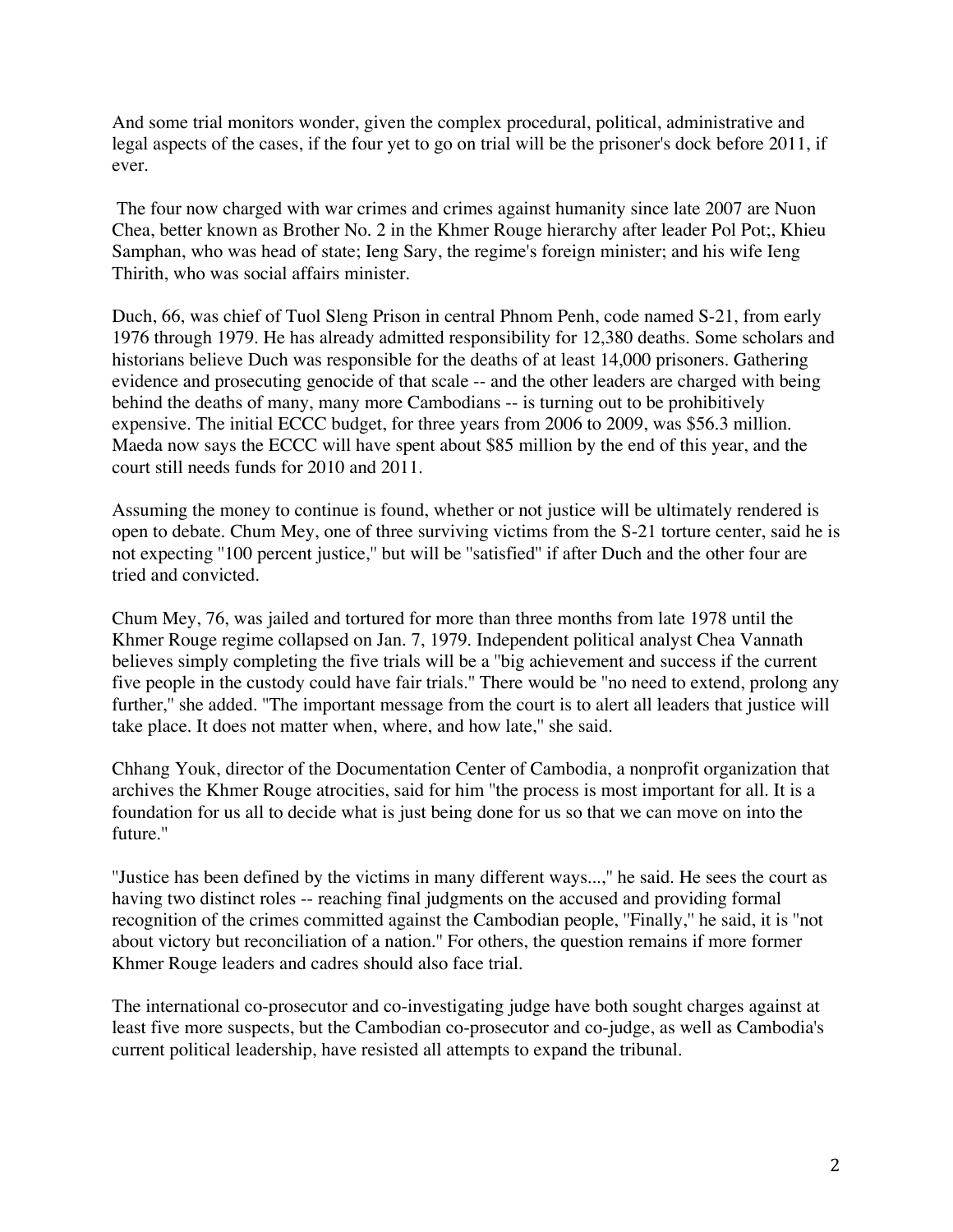And some trial monitors wonder, given the complex procedural, political, administrative and legal aspects of the cases, if the four yet to go on trial will be the prisoner's dock before 2011, if ever.

The four now charged with war crimes and crimes against humanity since late 2007 are Nuon Chea, better known as Brother No. 2 in the Khmer Rouge hierarchy after leader Pol Pot;, Khieu Samphan, who was head of state; Ieng Sary, the regime's foreign minister; and his wife Ieng Thirith, who was social affairs minister.

Duch, 66, was chief of Tuol Sleng Prison in central Phnom Penh, code named S-21, from early 1976 through 1979. He has already admitted responsibility for 12,380 deaths. Some scholars and historians believe Duch was responsible for the deaths of at least 14,000 prisoners. Gathering evidence and prosecuting genocide of that scale -- and the other leaders are charged with being behind the deaths of many, many more Cambodians -- is turning out to be prohibitively expensive. The initial ECCC budget, for three years from 2006 to 2009, was $56.3 million. Maeda now says the ECCC will have spent about $85 million by the end of this year, and the court still needs funds for 2010 and 2011.

Assuming the money to continue is found, whether or not justice will be ultimately rendered is open to debate. Chum Mey, one of three surviving victims from the S-21 torture center, said he is not expecting "100 percent justice," but will be "satisfied" if after Duch and the other four are tried and convicted.

Chum Mey, 76, was jailed and tortured for more than three months from late 1978 until the Khmer Rouge regime collapsed on Jan. 7, 1979. Independent political analyst Chea Vannath believes simply completing the five trials will be a "big achievement and success if the current five people in the custody could have fair trials." There would be "no need to extend, prolong any further," she added. "The important message from the court is to alert all leaders that justice will take place. It does not matter when, where, and how late," she said.

Chhang Youk, director of the Documentation Center of Cambodia, a nonprofit organization that archives the Khmer Rouge atrocities, said for him "the process is most important for all. It is a foundation for us all to decide what is just being done for us so that we can move on into the future."

"Justice has been defined by the victims in many different ways...," he said. He sees the court as having two distinct roles -- reaching final judgments on the accused and providing formal recognition of the crimes committed against the Cambodian people, "Finally," he said, it is "not about victory but reconciliation of a nation." For others, the question remains if more former Khmer Rouge leaders and cadres should also face trial.

The international co-prosecutor and co-investigating judge have both sought charges against at least five more suspects, but the Cambodian co-prosecutor and co-judge, as well as Cambodia's current political leadership, have resisted all attempts to expand the tribunal.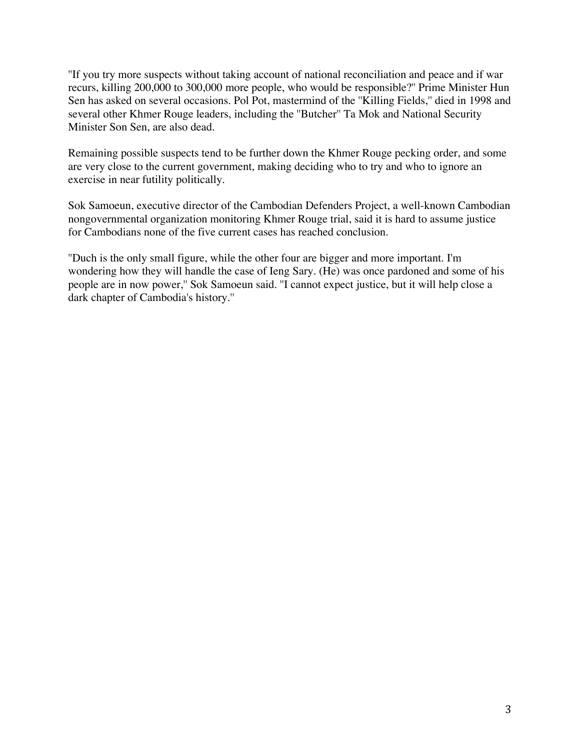"If you try more suspects without taking account of national reconciliation and peace and if war recurs, killing 200,000 to 300,000 more people, who would be responsible?" Prime Minister Hun Sen has asked on several occasions. Pol Pot, mastermind of the "Killing Fields," died in 1998 and several other Khmer Rouge leaders, including the "Butcher" Ta Mok and National Security Minister Son Sen, are also dead.

Remaining possible suspects tend to be further down the Khmer Rouge pecking order, and some are very close to the current government, making deciding who to try and who to ignore an exercise in near futility politically.

Sok Samoeun, executive director of the Cambodian Defenders Project, a well-known Cambodian nongovernmental organization monitoring Khmer Rouge trial, said it is hard to assume justice for Cambodians none of the five current cases has reached conclusion.

"Duch is the only small figure, while the other four are bigger and more important. I'm wondering how they will handle the case of Ieng Sary. (He) was once pardoned and some of his people are in now power," Sok Samoeun said. "I cannot expect justice, but it will help close a dark chapter of Cambodia's history."